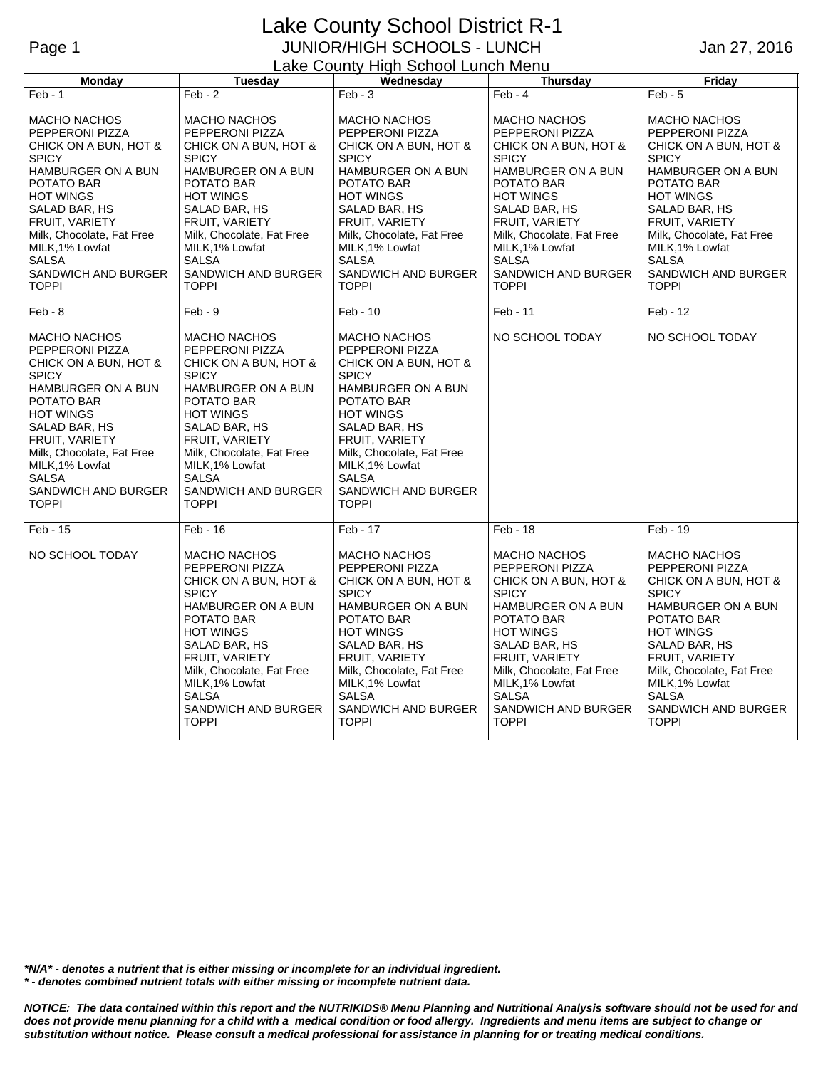# Lake County School District R-1

## JUNIOR/HIGH SCHOOLS - LUNCH

Jan 27, 2016

### Lake County High School Lunch Menu

| Monday | Tuesday | Wednesday | Thursday | Friday |
|---|---|---|---|---|
| Feb - 1<br><br>MACHO NACHOS<br>PEPPERONI PIZZA<br>CHICK ON A BUN, HOT & SPICY<br>HAMBURGER ON A BUN<br>POTATO BAR<br>HOT WINGS<br>SALAD BAR, HS<br>FRUIT, VARIETY<br>Milk, Chocolate, Fat Free<br>MILK,1% Lowfat<br>SALSA<br>SANDWICH AND BURGER TOPPI | Feb - 2<br><br>MACHO NACHOS<br>PEPPERONI PIZZA<br>CHICK ON A BUN, HOT & SPICY<br>HAMBURGER ON A BUN<br>POTATO BAR<br>HOT WINGS<br>SALAD BAR, HS<br>FRUIT, VARIETY<br>Milk, Chocolate, Fat Free<br>MILK,1% Lowfat<br>SALSA<br>SANDWICH AND BURGER TOPPI | Feb - 3<br><br>MACHO NACHOS<br>PEPPERONI PIZZA<br>CHICK ON A BUN, HOT & SPICY<br>HAMBURGER ON A BUN<br>POTATO BAR<br>HOT WINGS<br>SALAD BAR, HS<br>FRUIT, VARIETY<br>Milk, Chocolate, Fat Free<br>MILK,1% Lowfat<br>SALSA<br>SANDWICH AND BURGER TOPPI | Feb - 4<br><br>MACHO NACHOS<br>PEPPERONI PIZZA<br>CHICK ON A BUN, HOT & SPICY<br>HAMBURGER ON A BUN<br>POTATO BAR<br>HOT WINGS<br>SALAD BAR, HS<br>FRUIT, VARIETY<br>Milk, Chocolate, Fat Free<br>MILK,1% Lowfat<br>SALSA<br>SANDWICH AND BURGER TOPPI | Feb - 5<br><br>MACHO NACHOS<br>PEPPERONI PIZZA<br>CHICK ON A BUN, HOT & SPICY<br>HAMBURGER ON A BUN<br>POTATO BAR<br>HOT WINGS<br>SALAD BAR, HS<br>FRUIT, VARIETY<br>Milk, Chocolate, Fat Free<br>MILK,1% Lowfat<br>SALSA<br>SANDWICH AND BURGER TOPPI |
| Feb - 8<br><br>MACHO NACHOS<br>PEPPERONI PIZZA<br>CHICK ON A BUN, HOT & SPICY<br>HAMBURGER ON A BUN<br>POTATO BAR<br>HOT WINGS<br>SALAD BAR, HS<br>FRUIT, VARIETY<br>Milk, Chocolate, Fat Free<br>MILK,1% Lowfat<br>SALSA<br>SANDWICH AND BURGER TOPPI | Feb - 9<br><br>MACHO NACHOS<br>PEPPERONI PIZZA<br>CHICK ON A BUN, HOT & SPICY<br>HAMBURGER ON A BUN<br>POTATO BAR<br>HOT WINGS<br>SALAD BAR, HS<br>FRUIT, VARIETY<br>Milk, Chocolate, Fat Free<br>MILK,1% Lowfat<br>SALSA<br>SANDWICH AND BURGER TOPPI | Feb - 10<br><br>MACHO NACHOS<br>PEPPERONI PIZZA<br>CHICK ON A BUN, HOT & SPICY<br>HAMBURGER ON A BUN<br>POTATO BAR<br>HOT WINGS<br>SALAD BAR, HS<br>FRUIT, VARIETY<br>Milk, Chocolate, Fat Free<br>MILK,1% Lowfat<br>SALSA<br>SANDWICH AND BURGER TOPPI | Feb - 11<br><br>NO SCHOOL TODAY | Feb - 12<br><br>NO SCHOOL TODAY |
| Feb - 15<br><br>NO SCHOOL TODAY | Feb - 16<br><br>MACHO NACHOS<br>PEPPERONI PIZZA<br>CHICK ON A BUN, HOT & SPICY<br>HAMBURGER ON A BUN<br>POTATO BAR<br>HOT WINGS<br>SALAD BAR, HS<br>FRUIT, VARIETY<br>Milk, Chocolate, Fat Free<br>MILK,1% Lowfat<br>SALSA<br>SANDWICH AND BURGER TOPPI | Feb - 17<br><br>MACHO NACHOS<br>PEPPERONI PIZZA<br>CHICK ON A BUN, HOT & SPICY<br>HAMBURGER ON A BUN<br>POTATO BAR<br>HOT WINGS<br>SALAD BAR, HS<br>FRUIT, VARIETY<br>Milk, Chocolate, Fat Free<br>MILK,1% Lowfat<br>SALSA<br>SANDWICH AND BURGER TOPPI | Feb - 18<br><br>MACHO NACHOS<br>PEPPERONI PIZZA<br>CHICK ON A BUN, HOT & SPICY<br>HAMBURGER ON A BUN<br>POTATO BAR<br>HOT WINGS<br>SALAD BAR, HS<br>FRUIT, VARIETY<br>Milk, Chocolate, Fat Free<br>MILK,1% Lowfat<br>SALSA<br>SANDWICH AND BURGER TOPPI | Feb - 19<br><br>MACHO NACHOS<br>PEPPERONI PIZZA<br>CHICK ON A BUN, HOT & SPICY<br>HAMBURGER ON A BUN<br>POTATO BAR<br>HOT WINGS<br>SALAD BAR, HS<br>FRUIT, VARIETY<br>Milk, Chocolate, Fat Free<br>MILK,1% Lowfat<br>SALSA<br>SANDWICH AND BURGER TOPPI |

***N/A* - denotes a nutrient that is either missing or incomplete for an individual ingredient.**
*** - denotes combined nutrient totals with either missing or incomplete nutrient data.**

***NOTICE: The data contained within this report and the NUTRIKIDS® Menu Planning and Nutritional Analysis software should not be used for and does not provide menu planning for a child with a medical condition or food allergy. Ingredients and menu items are subject to change or substitution without notice. Please consult a medical professional for assistance in planning for or treating medical conditions.***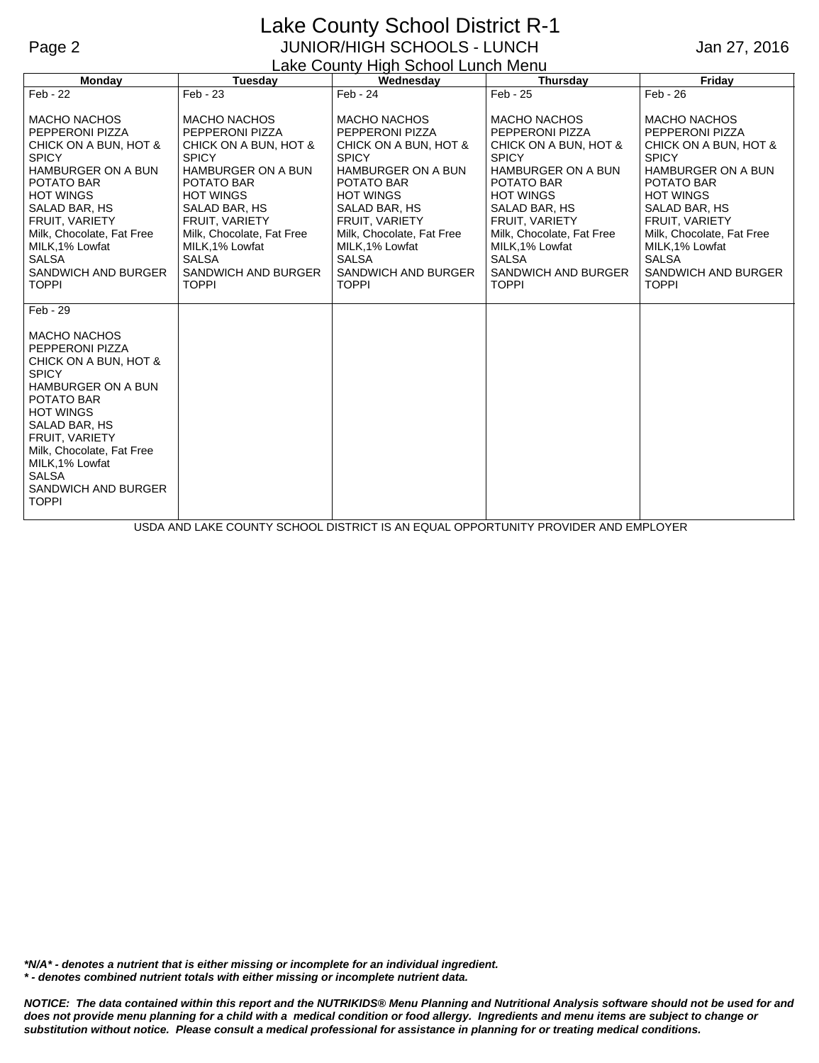# Lake County School District R-1

## JUNIOR/HIGH SCHOOLS - LUNCH

Jan 27, 2016

### Lake County High School Lunch Menu

| Monday | Tuesday | Wednesday | Thursday | Friday |
|---|---|---|---|---|
| Feb - 22<br><br>MACHO NACHOS<br>PEPPERONI PIZZA<br>CHICK ON A BUN, HOT & SPICY<br>HAMBURGER ON A BUN<br>POTATO BAR<br>HOT WINGS<br>SALAD BAR, HS<br>FRUIT, VARIETY<br>Milk, Chocolate, Fat Free<br>MILK,1% Lowfat<br>SALSA<br>SANDWICH AND BURGER TOPPI | Feb - 23<br><br>MACHO NACHOS<br>PEPPERONI PIZZA<br>CHICK ON A BUN, HOT & SPICY<br>HAMBURGER ON A BUN<br>POTATO BAR<br>HOT WINGS<br>SALAD BAR, HS<br>FRUIT, VARIETY<br>Milk, Chocolate, Fat Free<br>MILK,1% Lowfat<br>SALSA<br>SANDWICH AND BURGER TOPPI | Feb - 24<br><br>MACHO NACHOS<br>PEPPERONI PIZZA<br>CHICK ON A BUN, HOT & SPICY<br>HAMBURGER ON A BUN<br>POTATO BAR<br>HOT WINGS<br>SALAD BAR, HS<br>FRUIT, VARIETY<br>Milk, Chocolate, Fat Free<br>MILK,1% Lowfat<br>SALSA<br>SANDWICH AND BURGER TOPPI | Feb - 25<br><br>MACHO NACHOS<br>PEPPERONI PIZZA<br>CHICK ON A BUN, HOT & SPICY<br>HAMBURGER ON A BUN<br>POTATO BAR<br>HOT WINGS<br>SALAD BAR, HS<br>FRUIT, VARIETY<br>Milk, Chocolate, Fat Free<br>MILK,1% Lowfat<br>SALSA<br>SANDWICH AND BURGER TOPPI | Feb - 26<br><br>MACHO NACHOS<br>PEPPERONI PIZZA<br>CHICK ON A BUN, HOT & SPICY<br>HAMBURGER ON A BUN<br>POTATO BAR<br>HOT WINGS<br>SALAD BAR, HS<br>FRUIT, VARIETY<br>Milk, Chocolate, Fat Free<br>MILK,1% Lowfat<br>SALSA<br>SANDWICH AND BURGER TOPPI |
| Feb - 29<br><br>MACHO NACHOS<br>PEPPERONI PIZZA<br>CHICK ON A BUN, HOT & SPICY<br>HAMBURGER ON A BUN<br>POTATO BAR<br>HOT WINGS<br>SALAD BAR, HS<br>FRUIT, VARIETY<br>Milk, Chocolate, Fat Free<br>MILK,1% Lowfat<br>SALSA<br>SANDWICH AND BURGER TOPPI | | | | |

USDA AND LAKE COUNTY SCHOOL DISTRICT IS AN EQUAL OPPORTUNITY PROVIDER AND EMPLOYER

***N/A* - denotes a nutrient that is either missing or incomplete for an individual ingredient.***
*** - denotes combined nutrient totals with either missing or incomplete nutrient data.***

***NOTICE: The data contained within this report and the NUTRIKIDS® Menu Planning and Nutritional Analysis software should not be used for and does not provide menu planning for a child with a medical condition or food allergy. Ingredients and menu items are subject to change or substitution without notice. Please consult a medical professional for assistance in planning for or treating medical conditions.***